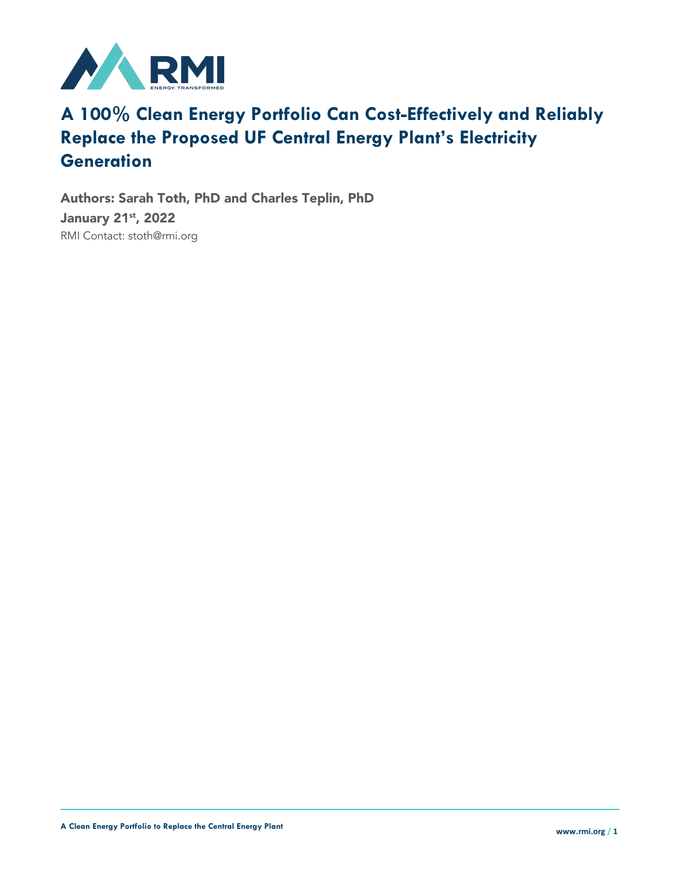# A 100% Clean Energy Portfolio Can Cost-Effectively and Reliably Replace the Proposed UF Central Energy Plant's Electricity Generation

**Authors: Sarah Toth, PhD and Charles Teplin, PhD**

**January 21st, 2022**

RMI Contact: stoth@rmi.org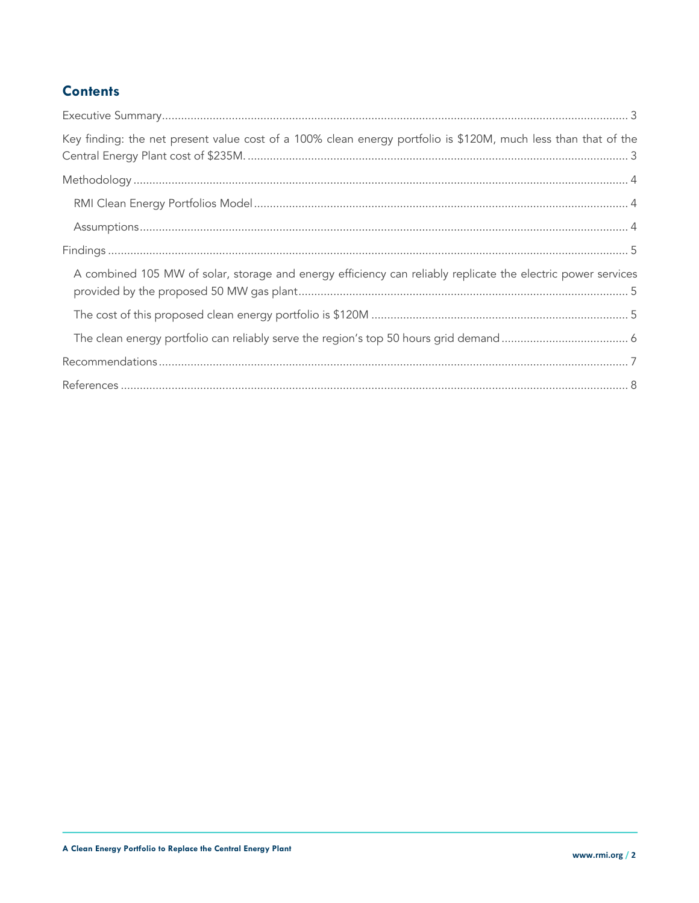## Contents

Executive Summary ..... 3

Key finding: the net present value cost of a 100% clean energy portfolio is $120M, much less than that of the Central Energy Plant cost of $235M. ..... 3

Methodology ..... 4

- RMI Clean Energy Portfolios Model ..... 4
- Assumptions ..... 4

Findings ..... 5

- A combined 105 MW of solar, storage and energy efficiency can reliably replicate the electric power services provided by the proposed 50 MW gas plant ..... 5
- The cost of this proposed clean energy portfolio is $120M ..... 5
- The clean energy portfolio can reliably serve the region's top 50 hours grid demand ..... 6

Recommendations ..... 7

References ..... 8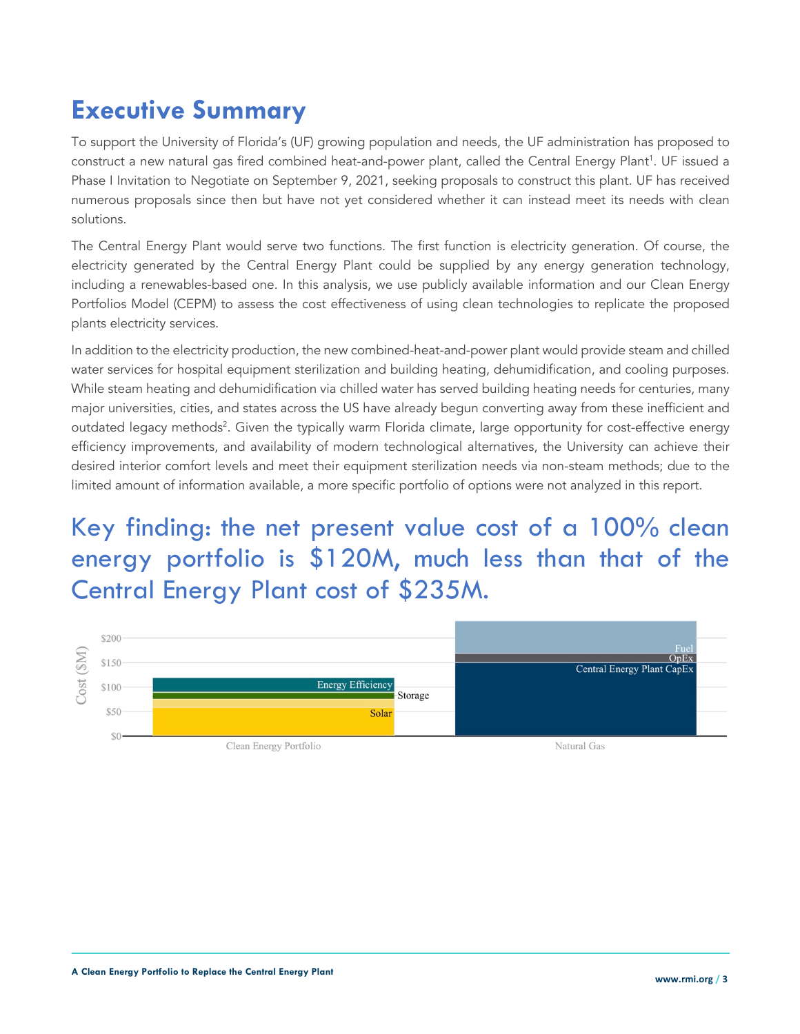# Executive Summary

To support the University of Florida's (UF) growing population and needs, the UF administration has proposed to construct a new natural gas fired combined heat-and-power plant, called the Central Energy Plant[1]. UF issued a Phase I Invitation to Negotiate on September 9, 2021, seeking proposals to construct this plant. UF has received numerous proposals since then but have not yet considered whether it can instead meet its needs with clean solutions.

The Central Energy Plant would serve two functions. The first function is electricity generation. Of course, the electricity generated by the Central Energy Plant could be supplied by any energy generation technology, including a renewables-based one. In this analysis, we use publicly available information and our Clean Energy Portfolios Model (CEPM) to assess the cost effectiveness of using clean technologies to replicate the proposed plants electricity services.

In addition to the electricity production, the new combined-heat-and-power plant would provide steam and chilled water services for hospital equipment sterilization and building heating, dehumidification, and cooling purposes. While steam heating and dehumidification via chilled water has served building heating needs for centuries, many major universities, cities, and states across the US have already begun converting away from these inefficient and outdated legacy methods[2]. Given the typically warm Florida climate, large opportunity for cost-effective energy efficiency improvements, and availability of modern technological alternatives, the University can achieve their desired interior comfort levels and meet their equipment sterilization needs via non-steam methods; due to the limited amount of information available, a more specific portfolio of options were not analyzed in this report.

## Key finding: the net present value cost of a 100% clean energy portfolio is $120M, much less than that of the Central Energy Plant cost of $235M.

Cost ($M)

| | Clean Energy Portfolio | Natural Gas |
|---|---|---|
| Components | Solar, Storage, Energy Efficiency | Central Energy Plant CapEx, OpEx, Fuel |
| Total | $120M | $235M |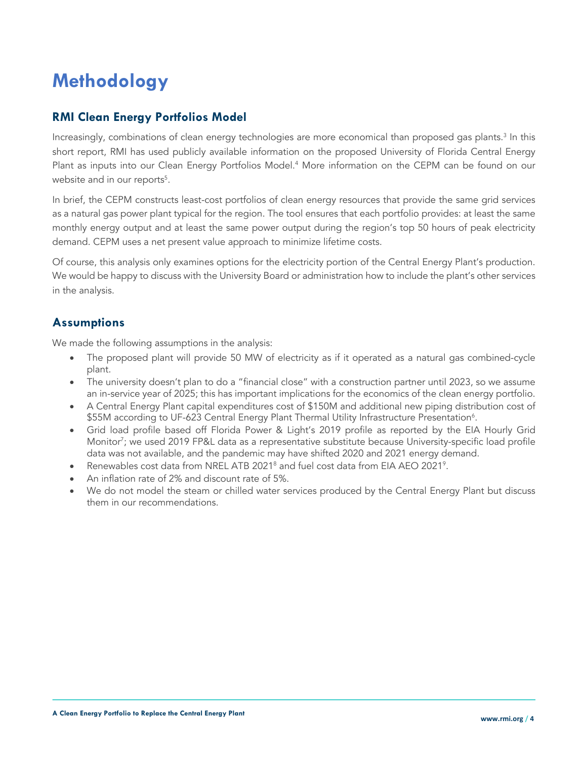# Methodology

## RMI Clean Energy Portfolios Model

Increasingly, combinations of clean energy technologies are more economical than proposed gas plants.[3] In this short report, RMI has used publicly available information on the proposed University of Florida Central Energy Plant as inputs into our Clean Energy Portfolios Model.[4] More information on the CEPM can be found on our website and in our reports[5].

In brief, the CEPM constructs least-cost portfolios of clean energy resources that provide the same grid services as a natural gas power plant typical for the region. The tool ensures that each portfolio provides: at least the same monthly energy output and at least the same power output during the region's top 50 hours of peak electricity demand. CEPM uses a net present value approach to minimize lifetime costs.

Of course, this analysis only examines options for the electricity portion of the Central Energy Plant's production. We would be happy to discuss with the University Board or administration how to include the plant's other services in the analysis.

## Assumptions

We made the following assumptions in the analysis:

- The proposed plant will provide 50 MW of electricity as if it operated as a natural gas combined-cycle plant.
- The university doesn't plan to do a "financial close" with a construction partner until 2023, so we assume an in-service year of 2025; this has important implications for the economics of the clean energy portfolio.
- A Central Energy Plant capital expenditures cost of $150M and additional new piping distribution cost of $55M according to UF-623 Central Energy Plant Thermal Utility Infrastructure Presentation[6].
- Grid load profile based off Florida Power & Light's 2019 profile as reported by the EIA Hourly Grid Monitor[7]; we used 2019 FP&L data as a representative substitute because University-specific load profile data was not available, and the pandemic may have shifted 2020 and 2021 energy demand.
- Renewables cost data from NREL ATB 2021[8] and fuel cost data from EIA AEO 2021[9].
- An inflation rate of 2% and discount rate of 5%.
- We do not model the steam or chilled water services produced by the Central Energy Plant but discuss them in our recommendations.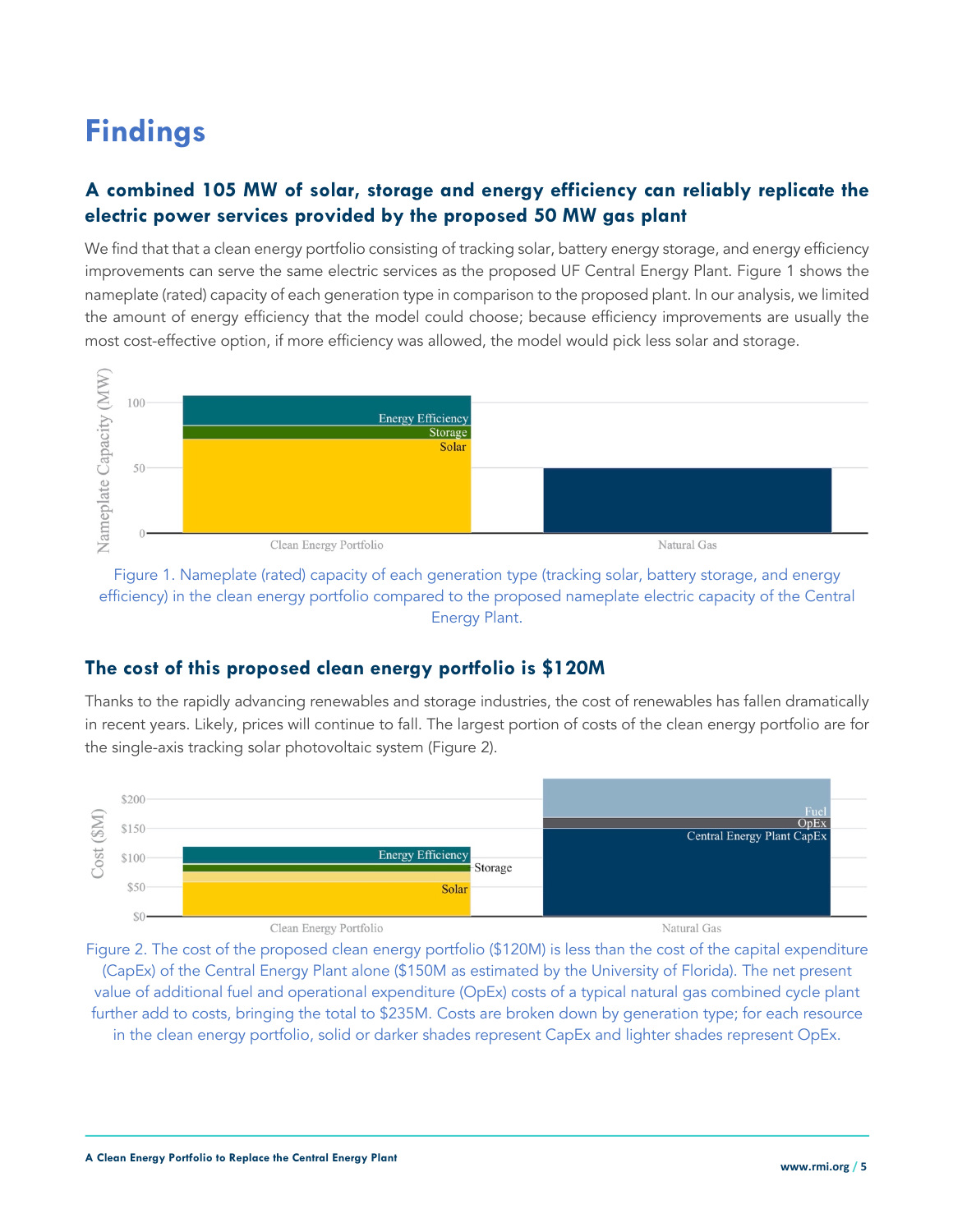# Findings

## A combined 105 MW of solar, storage and energy efficiency can reliably replicate the electric power services provided by the proposed 50 MW gas plant

We find that that a clean energy portfolio consisting of tracking solar, battery energy storage, and energy efficiency improvements can serve the same electric services as the proposed UF Central Energy Plant. Figure 1 shows the nameplate (rated) capacity of each generation type in comparison to the proposed plant. In our analysis, we limited the amount of energy efficiency that the model could choose; because efficiency improvements are usually the most cost-effective option, if more efficiency was allowed, the model would pick less solar and storage.

Figure 1. Nameplate (rated) capacity of each generation type (tracking solar, battery storage, and energy efficiency) in the clean energy portfolio compared to the proposed nameplate electric capacity of the Central Energy Plant.

## The cost of this proposed clean energy portfolio is $120M

Thanks to the rapidly advancing renewables and storage industries, the cost of renewables has fallen dramatically in recent years. Likely, prices will continue to fall. The largest portion of costs of the clean energy portfolio are for the single-axis tracking solar photovoltaic system (Figure 2).

Figure 2. The cost of the proposed clean energy portfolio ($120M) is less than the cost of the capital expenditure (CapEx) of the Central Energy Plant alone ($150M as estimated by the University of Florida). The net present value of additional fuel and operational expenditure (OpEx) costs of a typical natural gas combined cycle plant further add to costs, bringing the total to $235M. Costs are broken down by generation type; for each resource in the clean energy portfolio, solid or darker shades represent CapEx and lighter shades represent OpEx.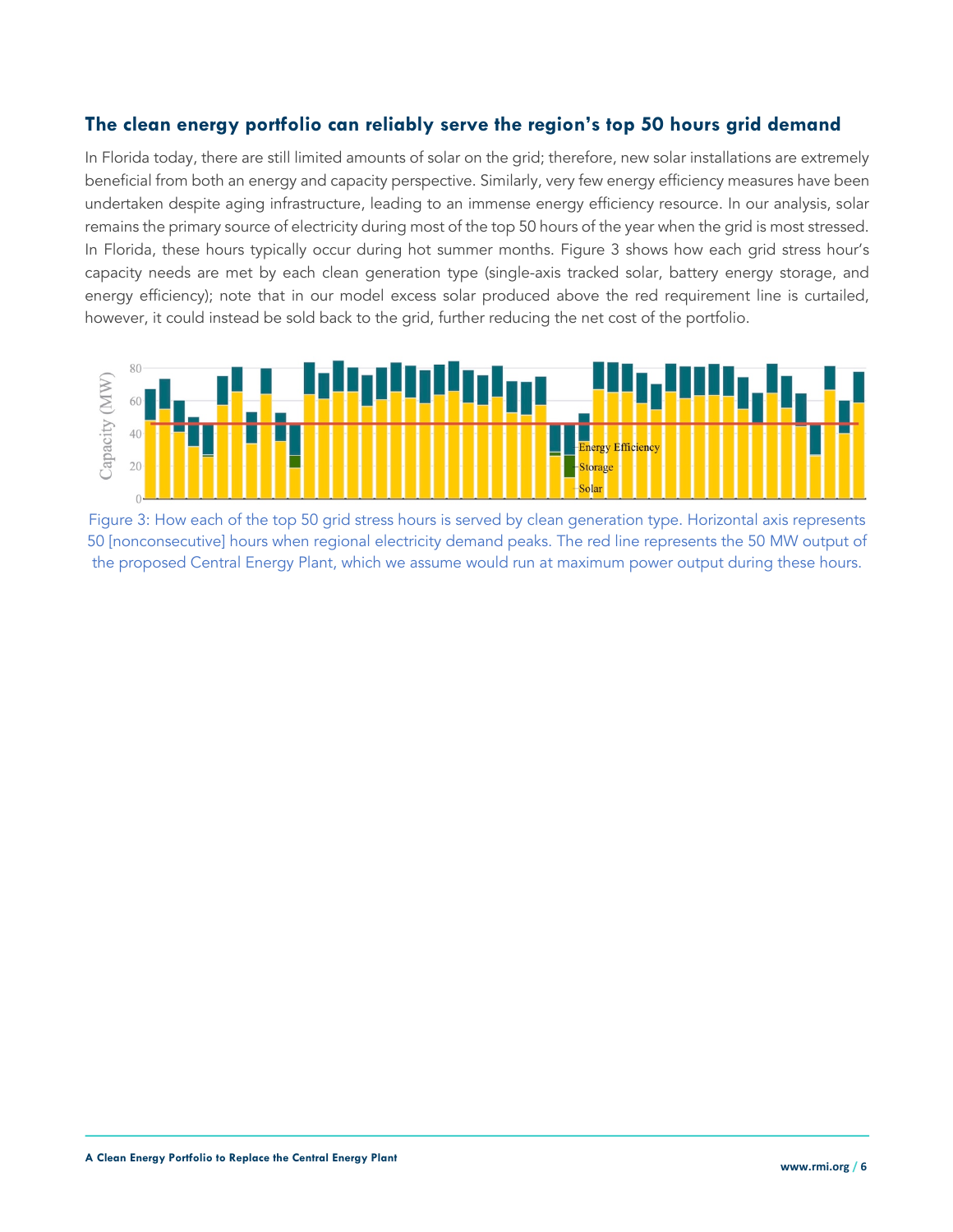## The clean energy portfolio can reliably serve the region's top 50 hours grid demand

In Florida today, there are still limited amounts of solar on the grid; therefore, new solar installations are extremely beneficial from both an energy and capacity perspective. Similarly, very few energy efficiency measures have been undertaken despite aging infrastructure, leading to an immense energy efficiency resource. In our analysis, solar remains the primary source of electricity during most of the top 50 hours of the year when the grid is most stressed. In Florida, these hours typically occur during hot summer months. Figure 3 shows how each grid stress hour's capacity needs are met by each clean generation type (single-axis tracked solar, battery energy storage, and energy efficiency); note that in our model excess solar produced above the red requirement line is curtailed, however, it could instead be sold back to the grid, further reducing the net cost of the portfolio.

Figure 3: How each of the top 50 grid stress hours is served by clean generation type. Horizontal axis represents 50 [nonconsecutive] hours when regional electricity demand peaks. The red line represents the 50 MW output of the proposed Central Energy Plant, which we assume would run at maximum power output during these hours.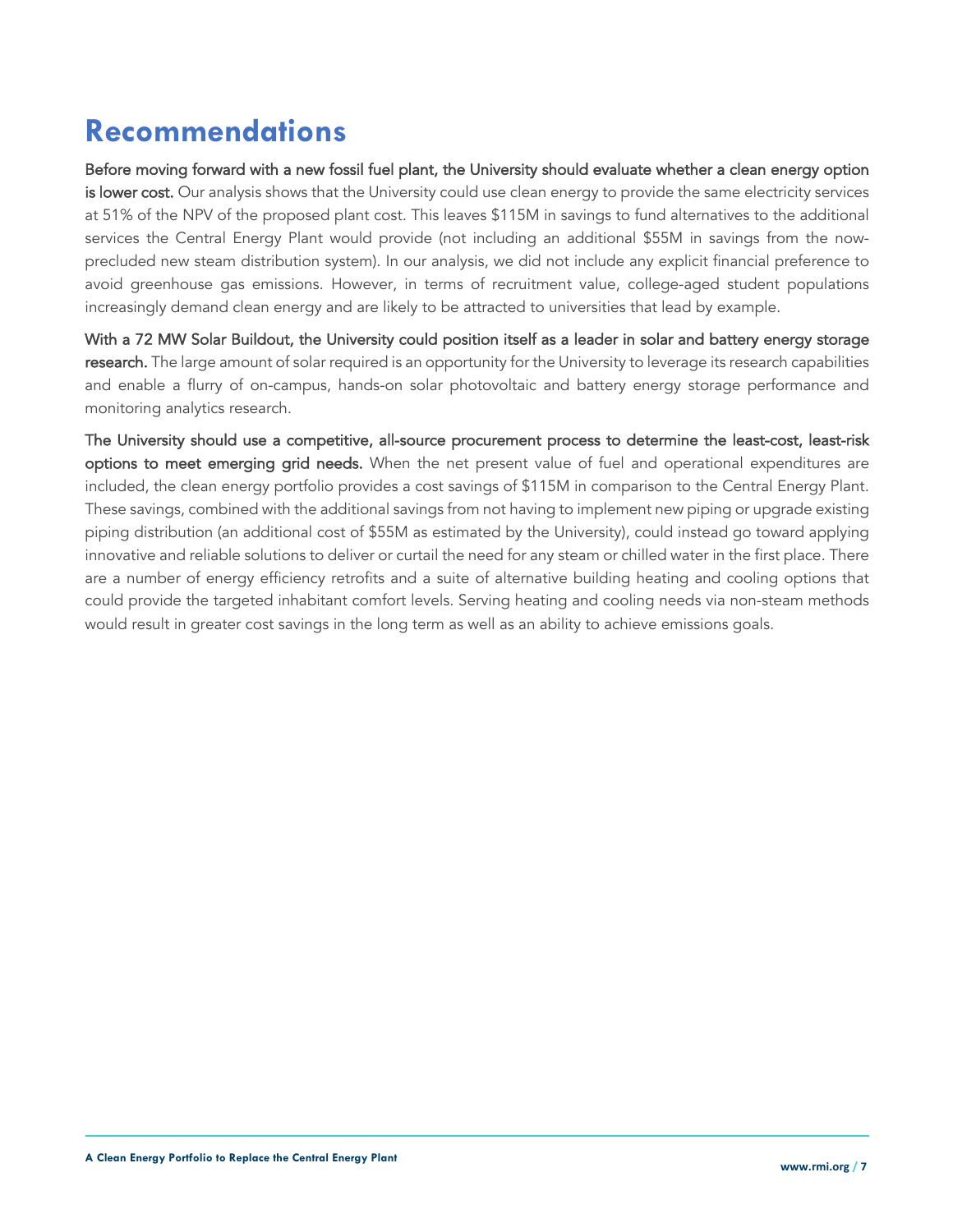# Recommendations

**Before moving forward with a new fossil fuel plant, the University should evaluate whether a clean energy option is lower cost.** Our analysis shows that the University could use clean energy to provide the same electricity services at 51% of the NPV of the proposed plant cost. This leaves $115M in savings to fund alternatives to the additional services the Central Energy Plant would provide (not including an additional $55M in savings from the now-precluded new steam distribution system). In our analysis, we did not include any explicit financial preference to avoid greenhouse gas emissions. However, in terms of recruitment value, college-aged student populations increasingly demand clean energy and are likely to be attracted to universities that lead by example.

**With a 72 MW Solar Buildout, the University could position itself as a leader in solar and battery energy storage research.** The large amount of solar required is an opportunity for the University to leverage its research capabilities and enable a flurry of on-campus, hands-on solar photovoltaic and battery energy storage performance and monitoring analytics research.

**The University should use a competitive, all-source procurement process to determine the least-cost, least-risk options to meet emerging grid needs.** When the net present value of fuel and operational expenditures are included, the clean energy portfolio provides a cost savings of $115M in comparison to the Central Energy Plant. These savings, combined with the additional savings from not having to implement new piping or upgrade existing piping distribution (an additional cost of $55M as estimated by the University), could instead go toward applying innovative and reliable solutions to deliver or curtail the need for any steam or chilled water in the first place. There are a number of energy efficiency retrofits and a suite of alternative building heating and cooling options that could provide the targeted inhabitant comfort levels. Serving heating and cooling needs via non-steam methods would result in greater cost savings in the long term as well as an ability to achieve emissions goals.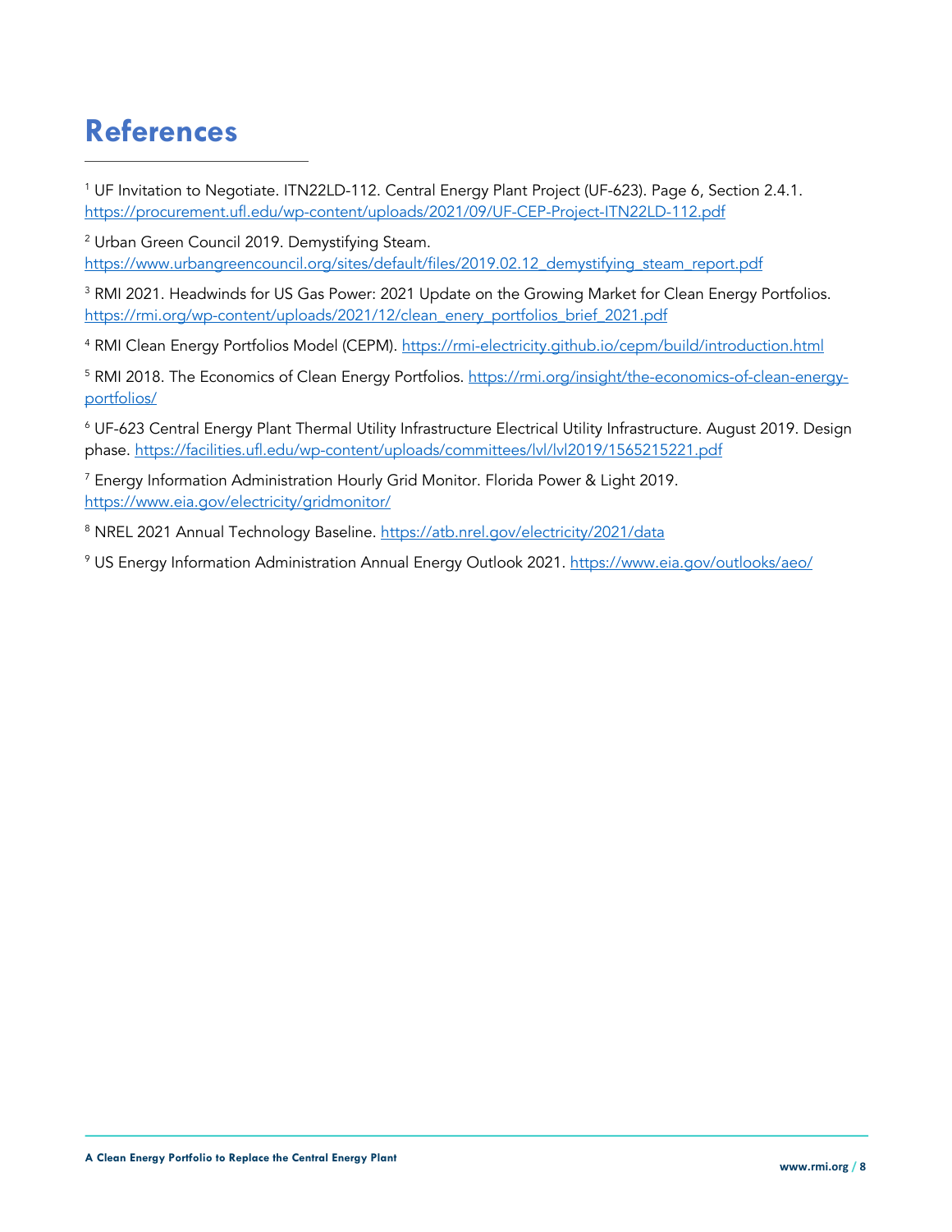# References

[1] UF Invitation to Negotiate. ITN22LD-112. Central Energy Plant Project (UF-623). Page 6, Section 2.4.1. https://procurement.ufl.edu/wp-content/uploads/2021/09/UF-CEP-Project-ITN22LD-112.pdf

[2] Urban Green Council 2019. Demystifying Steam. https://www.urbangreencouncil.org/sites/default/files/2019.02.12_demystifying_steam_report.pdf

[3] RMI 2021. Headwinds for US Gas Power: 2021 Update on the Growing Market for Clean Energy Portfolios. https://rmi.org/wp-content/uploads/2021/12/clean_enery_portfolios_brief_2021.pdf

[4] RMI Clean Energy Portfolios Model (CEPM). https://rmi-electricity.github.io/cepm/build/introduction.html

[5] RMI 2018. The Economics of Clean Energy Portfolios. https://rmi.org/insight/the-economics-of-clean-energy-portfolios/

[6] UF-623 Central Energy Plant Thermal Utility Infrastructure Electrical Utility Infrastructure. August 2019. Design phase. https://facilities.ufl.edu/wp-content/uploads/committees/lvl/lvl2019/1565215221.pdf

[7] Energy Information Administration Hourly Grid Monitor. Florida Power & Light 2019. https://www.eia.gov/electricity/gridmonitor/

[8] NREL 2021 Annual Technology Baseline. https://atb.nrel.gov/electricity/2021/data

[9] US Energy Information Administration Annual Energy Outlook 2021. https://www.eia.gov/outlooks/aeo/